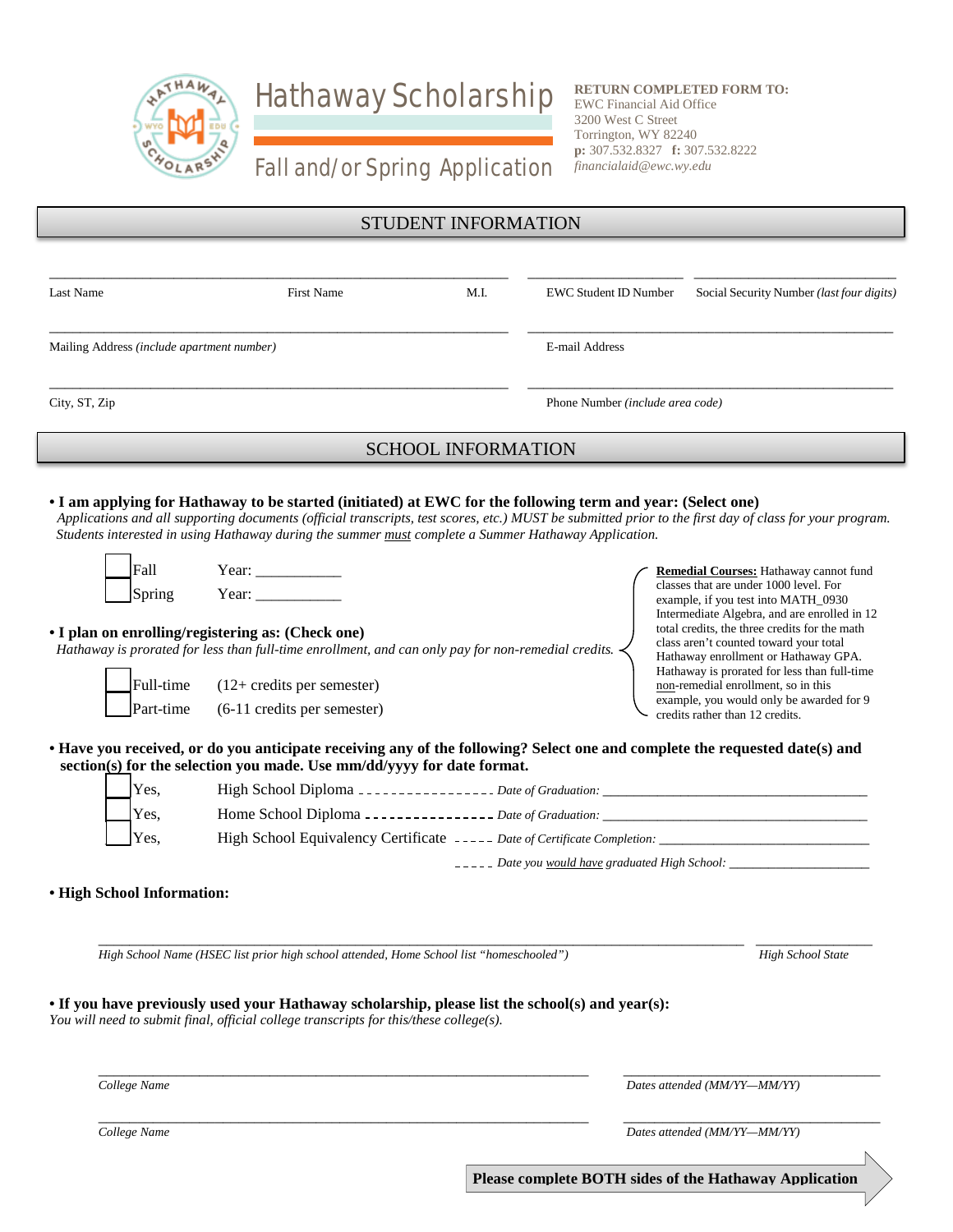# Hathaway Scholarship

## Fall and/or Spring Application

**RETURN COMPLETED FORM TO:**
EWC Financial Aid Office
3200 West C Street
Torrington, WY 82240
**p:** 307.532.8327 **f:** 307.532.8222
*financialaid@ewc.wy.edu*

## STUDENT INFORMATION

| | | | | |
|---|---|---|---|---|
| Last Name | First Name | M.I. | EWC Student ID Number | Social Security Number *(last four digits)* |

Mailing Address *(include apartment number)* ______________________ E-mail Address ______________________

City, ST, Zip ______________________ Phone Number *(include area code)* ______________________

## SCHOOL INFORMATION

- **I am applying for Hathaway to be started (initiated) at EWC for the following term and year: (Select one)**
  *Applications and all supporting documents (official transcripts, test scores, etc.) MUST be submitted prior to the first day of class for your program. Students interested in using Hathaway during the summer must complete a Summer Hathaway Application.*

☐ Fall Year: ___________
☐ Spring Year: ___________

- **I plan on enrolling/registering as: (Check one)**
  *Hathaway is prorated for less than full-time enrollment, and can only pay for non-remedial credits.*

☐ Full-time (12+ credits per semester)
☐ Part-time (6-11 credits per semester)

**Remedial Courses:** Hathaway cannot fund classes that are under 1000 level. For example, if you test into MATH_0930 Intermediate Algebra, and are enrolled in 12 total credits, the three credits for the math class aren't counted toward your total Hathaway enrollment or Hathaway GPA. Hathaway is prorated for less than full-time non-remedial enrollment, so in this example, you would only be awarded for 9 credits rather than 12 credits.

- **Have you received, or do you anticipate receiving any of the following? Select one and complete the requested date(s) and section(s) for the selection you made. Use mm/dd/yyyy for date format.**

☐ Yes, High School Diploma ---------------- *Date of Graduation:* ______________________
☐ Yes, Home School Diploma ---------------- *Date of Graduation:* ______________________
☐ Yes, High School Equivalency Certificate ----- *Date of Certificate Completion:* ______________________
----- *Date you would have graduated High School:* ______________________

- **High School Information:**

*High School Name (HSEC list prior high school attended, Home School list "homeschooled")* ______________________ *High School State* ___________

- **If you have previously used your Hathaway scholarship, please list the school(s) and year(s):**
  *You will need to submit final, official college transcripts for this/these college(s).*

*College Name* ______________________ *Dates attended (MM/YY—MM/YY)* ___________

*College Name* ______________________ *Dates attended (MM/YY—MM/YY)* ___________

**Please complete BOTH sides of the Hathaway Application**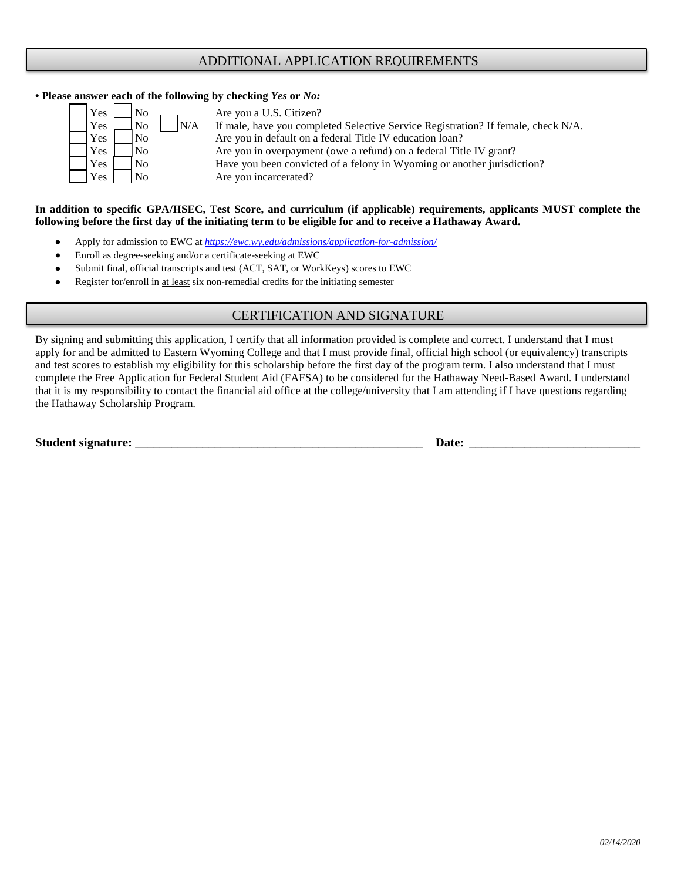## ADDITIONAL APPLICATION REQUIREMENTS

**• Please answer each of the following by checking *Yes* or *No:***

| | | | |
|---|---|---|---|
| ☐ Yes | ☐ No | | Are you a U.S. Citizen? |
| ☐ Yes | ☐ No | ☐ N/A | If male, have you completed Selective Service Registration? If female, check N/A. |
| ☐ Yes | ☐ No | | Are you in default on a federal Title IV education loan? |
| ☐ Yes | ☐ No | | Are you in overpayment (owe a refund) on a federal Title IV grant? |
| ☐ Yes | ☐ No | | Have you been convicted of a felony in Wyoming or another jurisdiction? |
| ☐ Yes | ☐ No | | Are you incarcerated? |

**In addition to specific GPA/HSEC, Test Score, and curriculum (if applicable) requirements, applicants MUST complete the following before the first day of the initiating term to be eligible for and to receive a Hathaway Award.**

- Apply for admission to EWC at *https://ewc.wy.edu/admissions/application-for-admission/*
- Enroll as degree-seeking and/or a certificate-seeking at EWC
- Submit final, official transcripts and test (ACT, SAT, or WorkKeys) scores to EWC
- Register for/enroll in at least six non-remedial credits for the initiating semester

## CERTIFICATION AND SIGNATURE

By signing and submitting this application, I certify that all information provided is complete and correct. I understand that I must apply for and be admitted to Eastern Wyoming College and that I must provide final, official high school (or equivalency) transcripts and test scores to establish my eligibility for this scholarship before the first day of the program term. I also understand that I must complete the Free Application for Federal Student Aid (FAFSA) to be considered for the Hathaway Need-Based Award. I understand that it is my responsibility to contact the financial aid office at the college/university that I am attending if I have questions regarding the Hathaway Scholarship Program.

**Student signature:** ________________________________________________ **Date:** ____________________________

*02/14/2020*